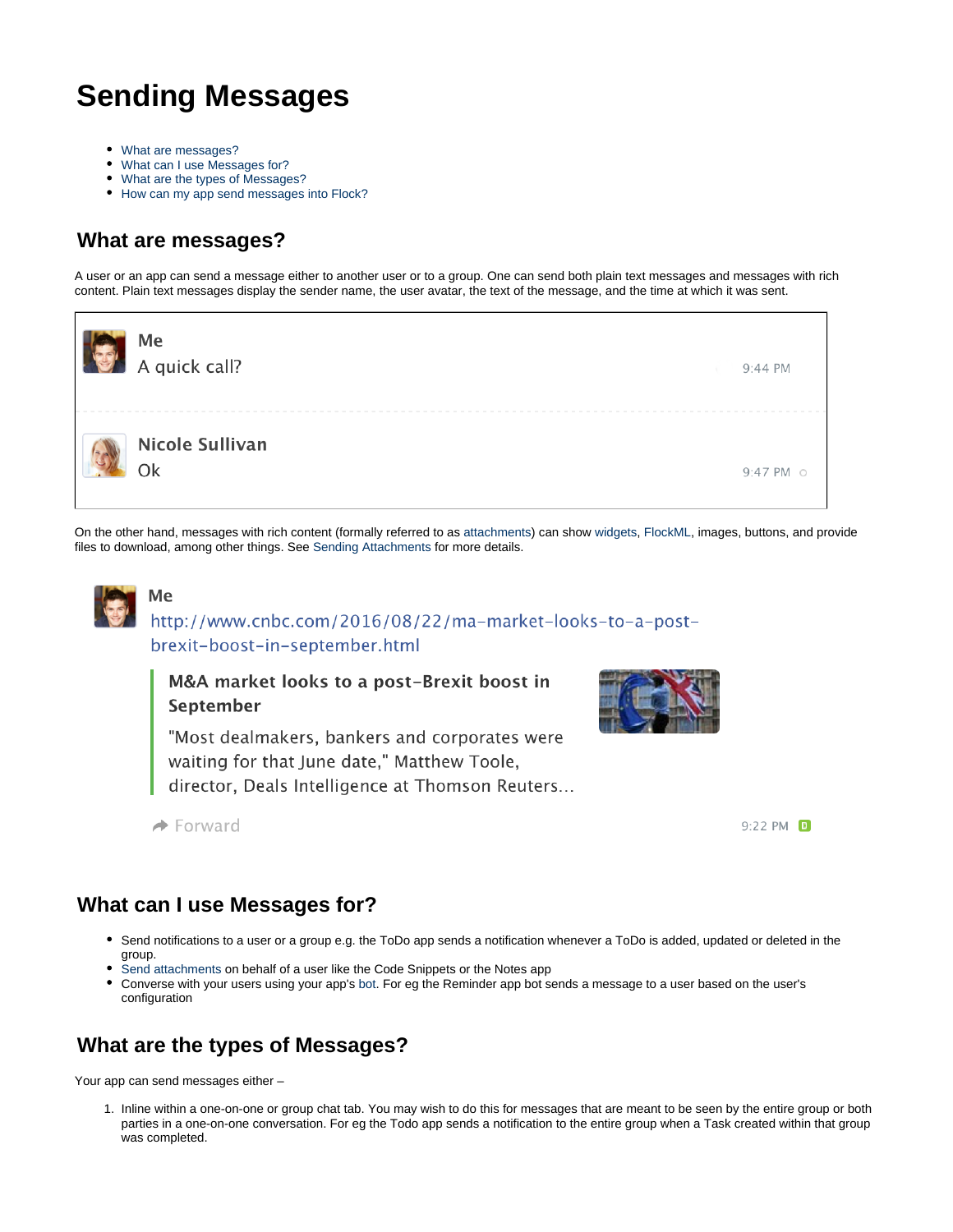# Sending Messages

- What are messages?
- What can I use Messages for?
- What are the types of Messages?
- How can my app send messages into Flock?

## What are messages?

A user or an app can send a message either to another user or to a group. One can send both plain text messages and messages with rich content. Plain text messages display the sender name, the user avatar, the text of the message, and the time at which it was sent.

Me
A quick call? 9:44 PM

Nicole Sullivan
Ok 9:47 PM

On the other hand, messages with rich content (formally referred to as attachments) can show widgets, FlockML, images, buttons, and provide files to download, among other things. See Sending Attachments for more details.

Me
http://www.cnbc.com/2016/08/22/ma-market-looks-to-a-post-brexit-boost-in-september.html

**M&A market looks to a post-Brexit boost in September**

"Most dealmakers, bankers and corporates were waiting for that June date," Matthew Toole, director, Deals Intelligence at Thomson Reuters...

Forward 9:22 PM

## What can I use Messages for?

- Send notifications to a user or a group e.g. the ToDo app sends a notification whenever a ToDo is added, updated or deleted in the group.
- Send attachments on behalf of a user like the Code Snippets or the Notes app
- Converse with your users using your app's bot. For eg the Reminder app bot sends a message to a user based on the user's configuration

## What are the types of Messages?

Your app can send messages either –

1. Inline within a one-on-one or group chat tab. You may wish to do this for messages that are meant to be seen by the entire group or both parties in a one-on-one conversation. For eg the Todo app sends a notification to the entire group when a Task created within that group was completed.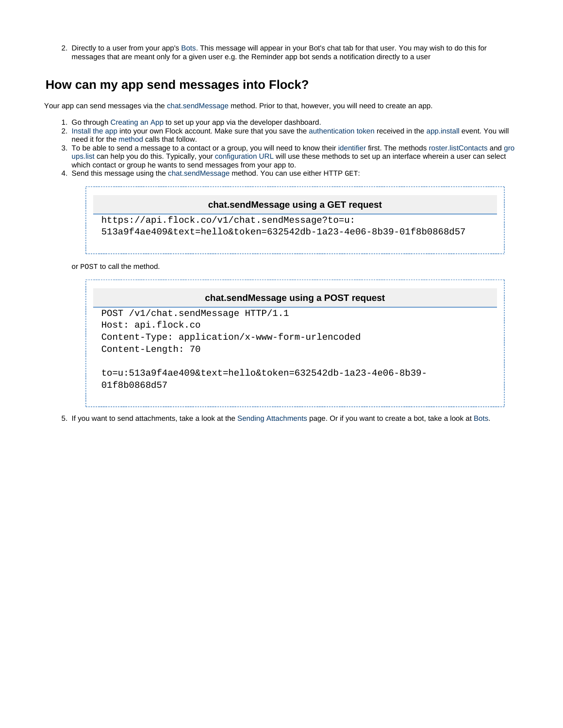2. Directly to a user from your app's Bots. This message will appear in your Bot's chat tab for that user. You may wish to do this for messages that are meant only for a given user e.g. the Reminder app bot sends a notification directly to a user

## How can my app send messages into Flock?

Your app can send messages via the chat.sendMessage method. Prior to that, however, you will need to create an app.

1. Go through Creating an App to set up your app via the developer dashboard.
2. Install the app into your own Flock account. Make sure that you save the authentication token received in the app.install event. You will need it for the method calls that follow.
3. To be able to send a message to a contact or a group, you will need to know their identifier first. The methods roster.listContacts and groups.list can help you do this. Typically, your configuration URL will use these methods to set up an interface wherein a user can select which contact or group he wants to send messages from your app to.
4. Send this message using the chat.sendMessage method. You can use either HTTP `GET`:

   **chat.sendMessage using a GET request**

   ```
   https://api.flock.co/v1/chat.sendMessage?to=u:513a9f4ae409&text=hello&token=632542db-1a23-4e06-8b39-01f8b0868d57
   ```

   or `POST` to call the method.

   **chat.sendMessage using a POST request**

   ```
   POST /v1/chat.sendMessage HTTP/1.1
   Host: api.flock.co
   Content-Type: application/x-www-form-urlencoded
   Content-Length: 70

   to=u:513a9f4ae409&text=hello&token=632542db-1a23-4e06-8b39-01f8b0868d57
   ```

5. If you want to send attachments, take a look at the Sending Attachments page. Or if you want to create a bot, take a look at Bots.